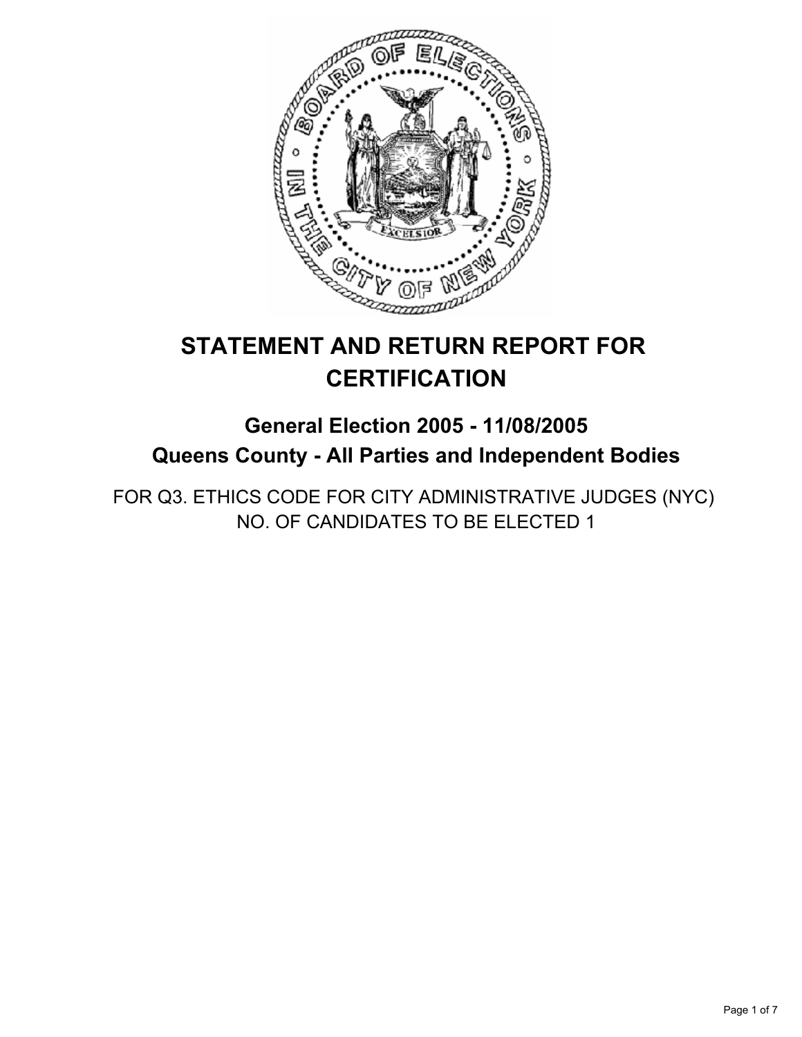# STATEMENT AND RETURN REPORT FOR CERTIFICATION

## General Election 2005 - 11/08/2005
## Queens County - All Parties and Independent Bodies

FOR Q3. ETHICS CODE FOR CITY ADMINISTRATIVE JUDGES (NYC)
NO. OF CANDIDATES TO BE ELECTED 1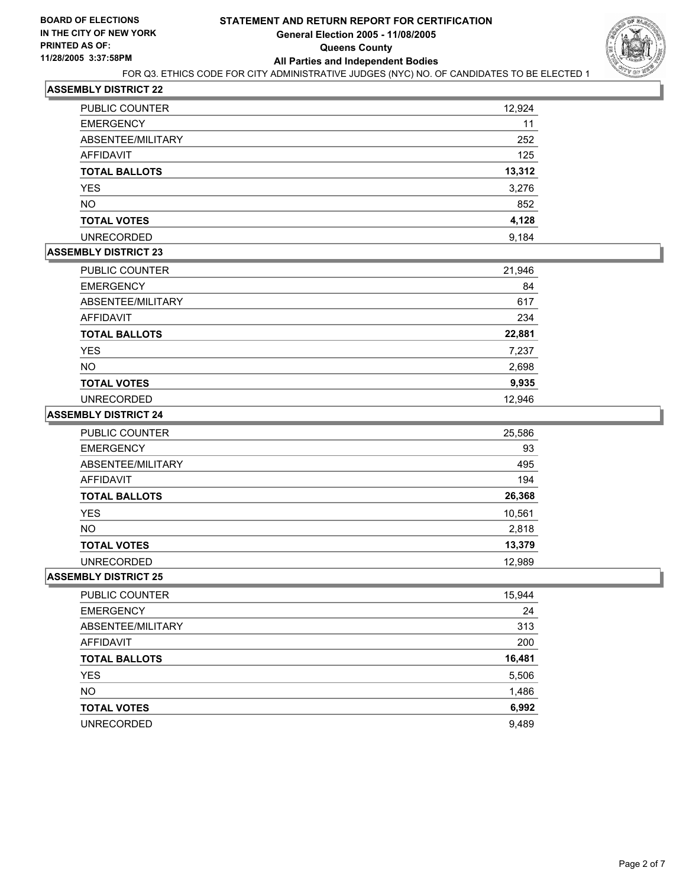**BOARD OF ELECTIONS IN THE CITY OF NEW YORK**
**PRINTED AS OF: 11/28/2005 3:37:58PM**

# STATEMENT AND RETURN REPORT FOR CERTIFICATION
## General Election 2005 - 11/08/2005
## Queens County
## All Parties and Independent Bodies

FOR Q3. ETHICS CODE FOR CITY ADMINISTRATIVE JUDGES (NYC) NO. OF CANDIDATES TO BE ELECTED 1

### ASSEMBLY DISTRICT 22

| | |
|---|---|
| PUBLIC COUNTER | 12,924 |
| EMERGENCY | 11 |
| ABSENTEE/MILITARY | 252 |
| AFFIDAVIT | 125 |
| **TOTAL BALLOTS** | **13,312** |
| YES | 3,276 |
| NO | 852 |
| **TOTAL VOTES** | **4,128** |
| UNRECORDED | 9,184 |

### ASSEMBLY DISTRICT 23

| | |
|---|---|
| PUBLIC COUNTER | 21,946 |
| EMERGENCY | 84 |
| ABSENTEE/MILITARY | 617 |
| AFFIDAVIT | 234 |
| **TOTAL BALLOTS** | **22,881** |
| YES | 7,237 |
| NO | 2,698 |
| **TOTAL VOTES** | **9,935** |
| UNRECORDED | 12,946 |

### ASSEMBLY DISTRICT 24

| | |
|---|---|
| PUBLIC COUNTER | 25,586 |
| EMERGENCY | 93 |
| ABSENTEE/MILITARY | 495 |
| AFFIDAVIT | 194 |
| **TOTAL BALLOTS** | **26,368** |
| YES | 10,561 |
| NO | 2,818 |
| **TOTAL VOTES** | **13,379** |
| UNRECORDED | 12,989 |

### ASSEMBLY DISTRICT 25

| | |
|---|---|
| PUBLIC COUNTER | 15,944 |
| EMERGENCY | 24 |
| ABSENTEE/MILITARY | 313 |
| AFFIDAVIT | 200 |
| **TOTAL BALLOTS** | **16,481** |
| YES | 5,506 |
| NO | 1,486 |
| **TOTAL VOTES** | **6,992** |
| UNRECORDED | 9,489 |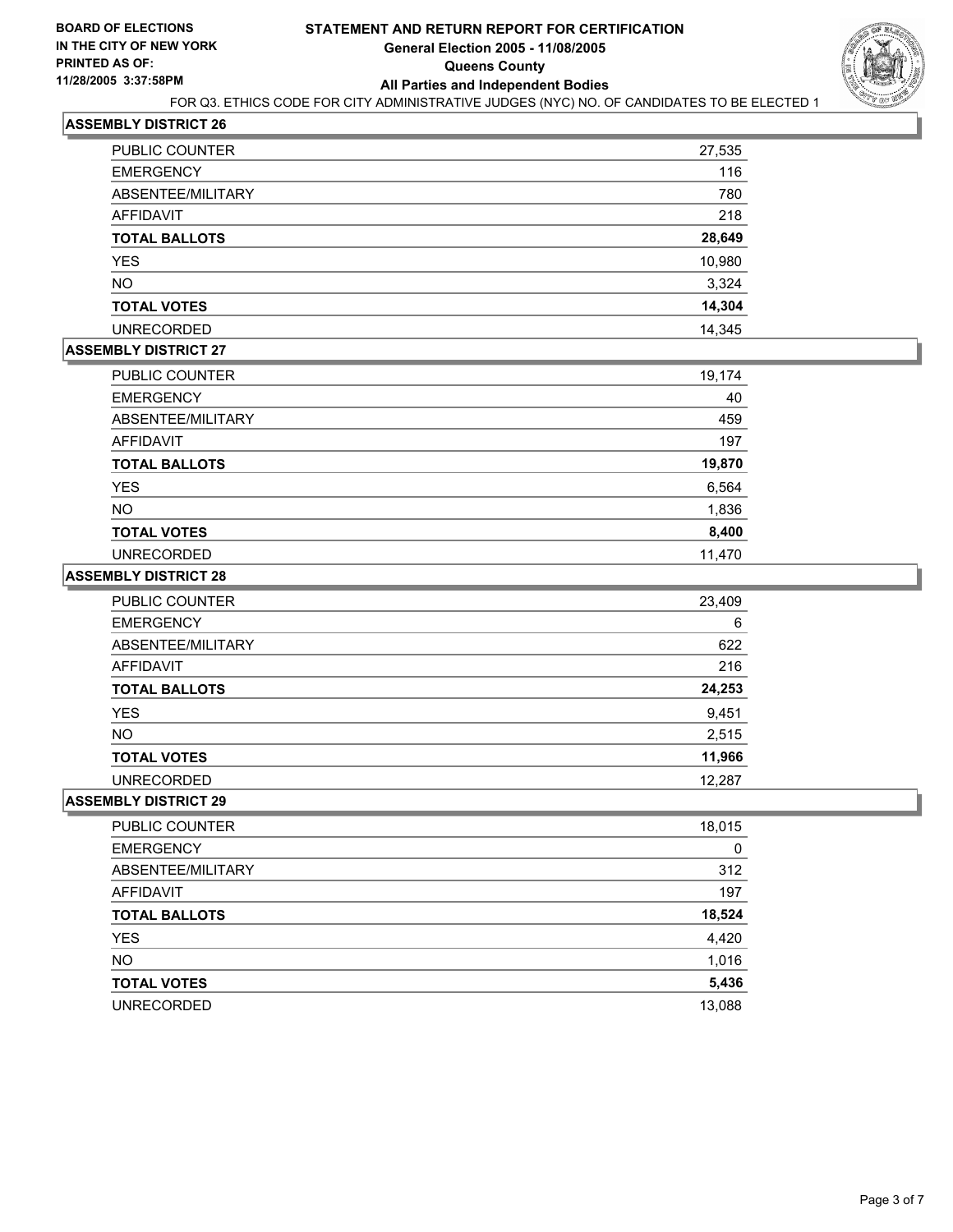**BOARD OF ELECTIONS IN THE CITY OF NEW YORK PRINTED AS OF: 11/28/2005 3:37:58PM**

# STATEMENT AND RETURN REPORT FOR CERTIFICATION

## General Election 2005 - 11/08/2005

## Queens County

## All Parties and Independent Bodies

FOR Q3. ETHICS CODE FOR CITY ADMINISTRATIVE JUDGES (NYC) NO. OF CANDIDATES TO BE ELECTED 1

### ASSEMBLY DISTRICT 26

| | |
|---|---|
| PUBLIC COUNTER | 27,535 |
| EMERGENCY | 116 |
| ABSENTEE/MILITARY | 780 |
| AFFIDAVIT | 218 |
| **TOTAL BALLOTS** | **28,649** |
| YES | 10,980 |
| NO | 3,324 |
| **TOTAL VOTES** | **14,304** |
| UNRECORDED | 14,345 |

### ASSEMBLY DISTRICT 27

| | |
|---|---|
| PUBLIC COUNTER | 19,174 |
| EMERGENCY | 40 |
| ABSENTEE/MILITARY | 459 |
| AFFIDAVIT | 197 |
| **TOTAL BALLOTS** | **19,870** |
| YES | 6,564 |
| NO | 1,836 |
| **TOTAL VOTES** | **8,400** |
| UNRECORDED | 11,470 |

### ASSEMBLY DISTRICT 28

| | |
|---|---|
| PUBLIC COUNTER | 23,409 |
| EMERGENCY | 6 |
| ABSENTEE/MILITARY | 622 |
| AFFIDAVIT | 216 |
| **TOTAL BALLOTS** | **24,253** |
| YES | 9,451 |
| NO | 2,515 |
| **TOTAL VOTES** | **11,966** |
| UNRECORDED | 12,287 |

### ASSEMBLY DISTRICT 29

| | |
|---|---|
| PUBLIC COUNTER | 18,015 |
| EMERGENCY | 0 |
| ABSENTEE/MILITARY | 312 |
| AFFIDAVIT | 197 |
| **TOTAL BALLOTS** | **18,524** |
| YES | 4,420 |
| NO | 1,016 |
| **TOTAL VOTES** | **5,436** |
| UNRECORDED | 13,088 |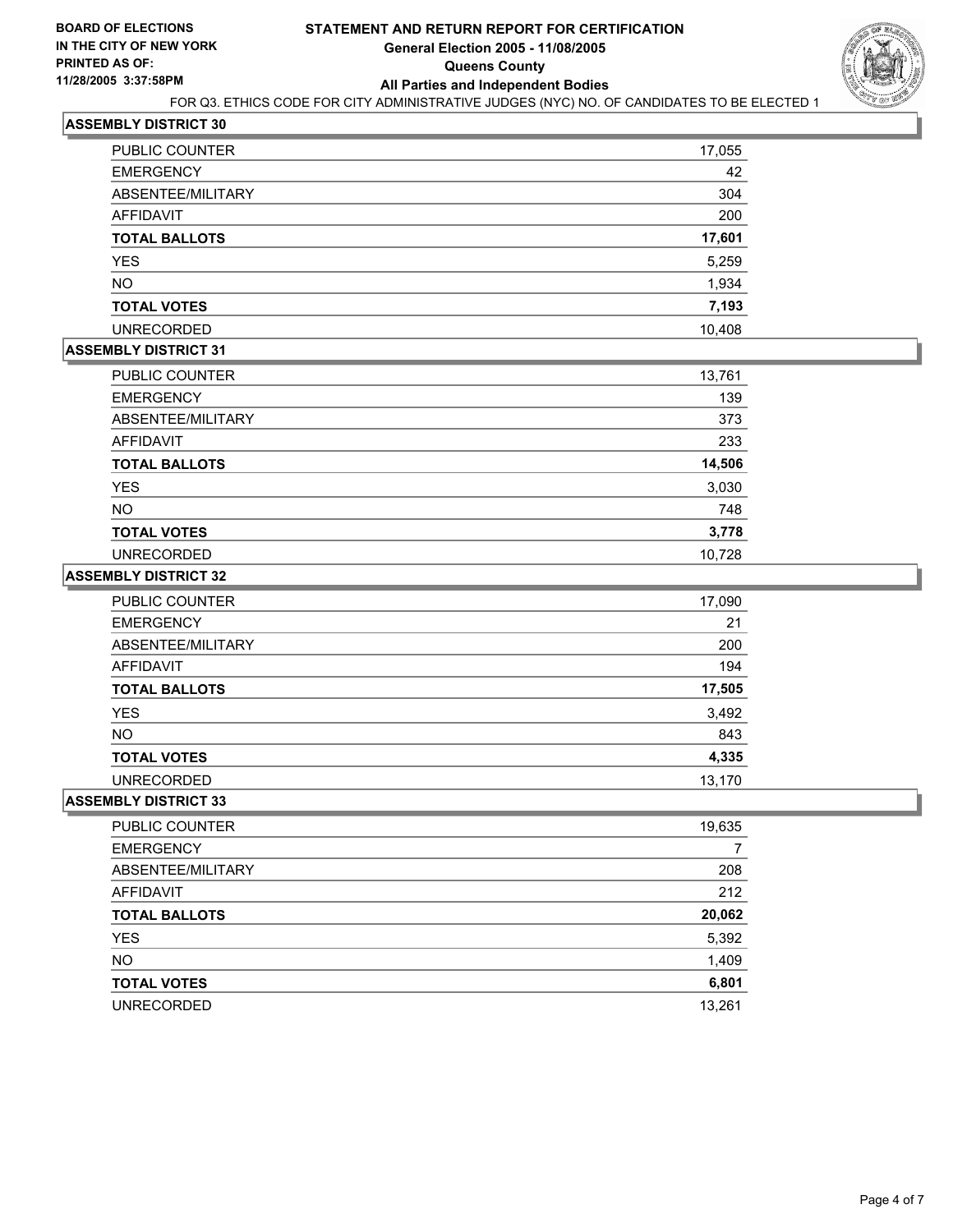**BOARD OF ELECTIONS IN THE CITY OF NEW YORK PRINTED AS OF: 11/28/2005 3:37:58PM**

# STATEMENT AND RETURN REPORT FOR CERTIFICATION
## General Election 2005 - 11/08/2005
## Queens County
## All Parties and Independent Bodies

FOR Q3. ETHICS CODE FOR CITY ADMINISTRATIVE JUDGES (NYC) NO. OF CANDIDATES TO BE ELECTED 1

### ASSEMBLY DISTRICT 30

| | |
|---|---|
| PUBLIC COUNTER | 17,055 |
| EMERGENCY | 42 |
| ABSENTEE/MILITARY | 304 |
| AFFIDAVIT | 200 |
| **TOTAL BALLOTS** | **17,601** |
| YES | 5,259 |
| NO | 1,934 |
| **TOTAL VOTES** | **7,193** |
| UNRECORDED | 10,408 |

### ASSEMBLY DISTRICT 31

| | |
|---|---|
| PUBLIC COUNTER | 13,761 |
| EMERGENCY | 139 |
| ABSENTEE/MILITARY | 373 |
| AFFIDAVIT | 233 |
| **TOTAL BALLOTS** | **14,506** |
| YES | 3,030 |
| NO | 748 |
| **TOTAL VOTES** | **3,778** |
| UNRECORDED | 10,728 |

### ASSEMBLY DISTRICT 32

| | |
|---|---|
| PUBLIC COUNTER | 17,090 |
| EMERGENCY | 21 |
| ABSENTEE/MILITARY | 200 |
| AFFIDAVIT | 194 |
| **TOTAL BALLOTS** | **17,505** |
| YES | 3,492 |
| NO | 843 |
| **TOTAL VOTES** | **4,335** |
| UNRECORDED | 13,170 |

### ASSEMBLY DISTRICT 33

| | |
|---|---|
| PUBLIC COUNTER | 19,635 |
| EMERGENCY | 7 |
| ABSENTEE/MILITARY | 208 |
| AFFIDAVIT | 212 |
| **TOTAL BALLOTS** | **20,062** |
| YES | 5,392 |
| NO | 1,409 |
| **TOTAL VOTES** | **6,801** |
| UNRECORDED | 13,261 |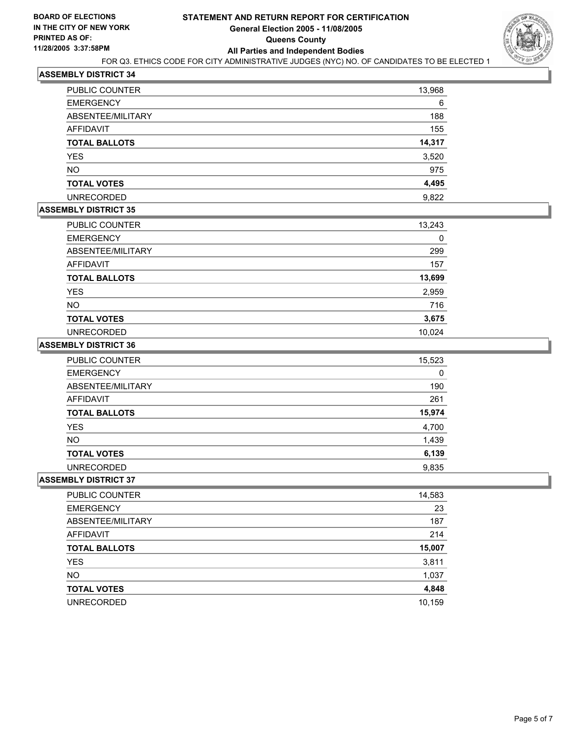**BOARD OF ELECTIONS IN THE CITY OF NEW YORK PRINTED AS OF: 11/28/2005 3:37:58PM**

# STATEMENT AND RETURN REPORT FOR CERTIFICATION

## General Election 2005 - 11/08/2005

## Queens County

## All Parties and Independent Bodies

FOR Q3. ETHICS CODE FOR CITY ADMINISTRATIVE JUDGES (NYC) NO. OF CANDIDATES TO BE ELECTED 1

### ASSEMBLY DISTRICT 34

| | |
|---|---|
| PUBLIC COUNTER | 13,968 |
| EMERGENCY | 6 |
| ABSENTEE/MILITARY | 188 |
| AFFIDAVIT | 155 |
| **TOTAL BALLOTS** | **14,317** |
| YES | 3,520 |
| NO | 975 |
| **TOTAL VOTES** | **4,495** |
| UNRECORDED | 9,822 |

### ASSEMBLY DISTRICT 35

| | |
|---|---|
| PUBLIC COUNTER | 13,243 |
| EMERGENCY | 0 |
| ABSENTEE/MILITARY | 299 |
| AFFIDAVIT | 157 |
| **TOTAL BALLOTS** | **13,699** |
| YES | 2,959 |
| NO | 716 |
| **TOTAL VOTES** | **3,675** |
| UNRECORDED | 10,024 |

### ASSEMBLY DISTRICT 36

| | |
|---|---|
| PUBLIC COUNTER | 15,523 |
| EMERGENCY | 0 |
| ABSENTEE/MILITARY | 190 |
| AFFIDAVIT | 261 |
| **TOTAL BALLOTS** | **15,974** |
| YES | 4,700 |
| NO | 1,439 |
| **TOTAL VOTES** | **6,139** |
| UNRECORDED | 9,835 |

### ASSEMBLY DISTRICT 37

| | |
|---|---|
| PUBLIC COUNTER | 14,583 |
| EMERGENCY | 23 |
| ABSENTEE/MILITARY | 187 |
| AFFIDAVIT | 214 |
| **TOTAL BALLOTS** | **15,007** |
| YES | 3,811 |
| NO | 1,037 |
| **TOTAL VOTES** | **4,848** |
| UNRECORDED | 10,159 |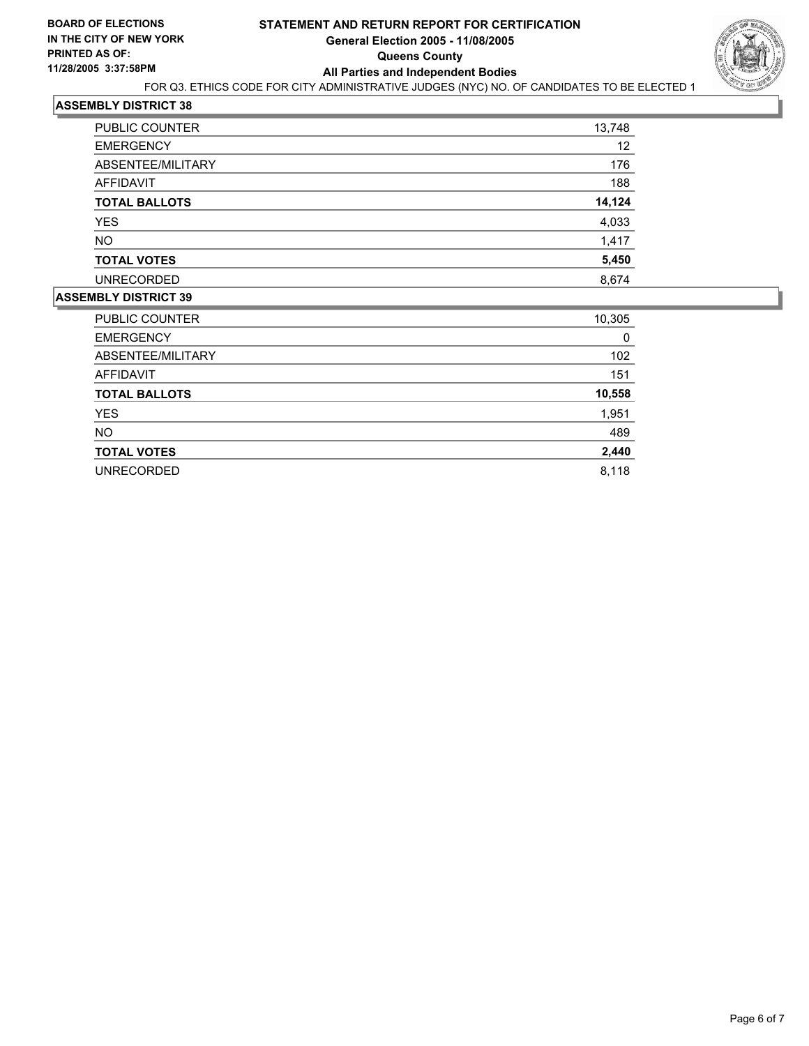**BOARD OF ELECTIONS IN THE CITY OF NEW YORK PRINTED AS OF: 11/28/2005 3:37:58PM**

# STATEMENT AND RETURN REPORT FOR CERTIFICATION
## General Election 2005 - 11/08/2005
## Queens County
## All Parties and Independent Bodies

FOR Q3. ETHICS CODE FOR CITY ADMINISTRATIVE JUDGES (NYC) NO. OF CANDIDATES TO BE ELECTED 1

### ASSEMBLY DISTRICT 38

| | |
|---|---|
| PUBLIC COUNTER | 13,748 |
| EMERGENCY | 12 |
| ABSENTEE/MILITARY | 176 |
| AFFIDAVIT | 188 |
| **TOTAL BALLOTS** | **14,124** |
| YES | 4,033 |
| NO | 1,417 |
| **TOTAL VOTES** | **5,450** |
| UNRECORDED | 8,674 |

### ASSEMBLY DISTRICT 39

| | |
|---|---|
| PUBLIC COUNTER | 10,305 |
| EMERGENCY | 0 |
| ABSENTEE/MILITARY | 102 |
| AFFIDAVIT | 151 |
| **TOTAL BALLOTS** | **10,558** |
| YES | 1,951 |
| NO | 489 |
| **TOTAL VOTES** | **2,440** |
| UNRECORDED | 8,118 |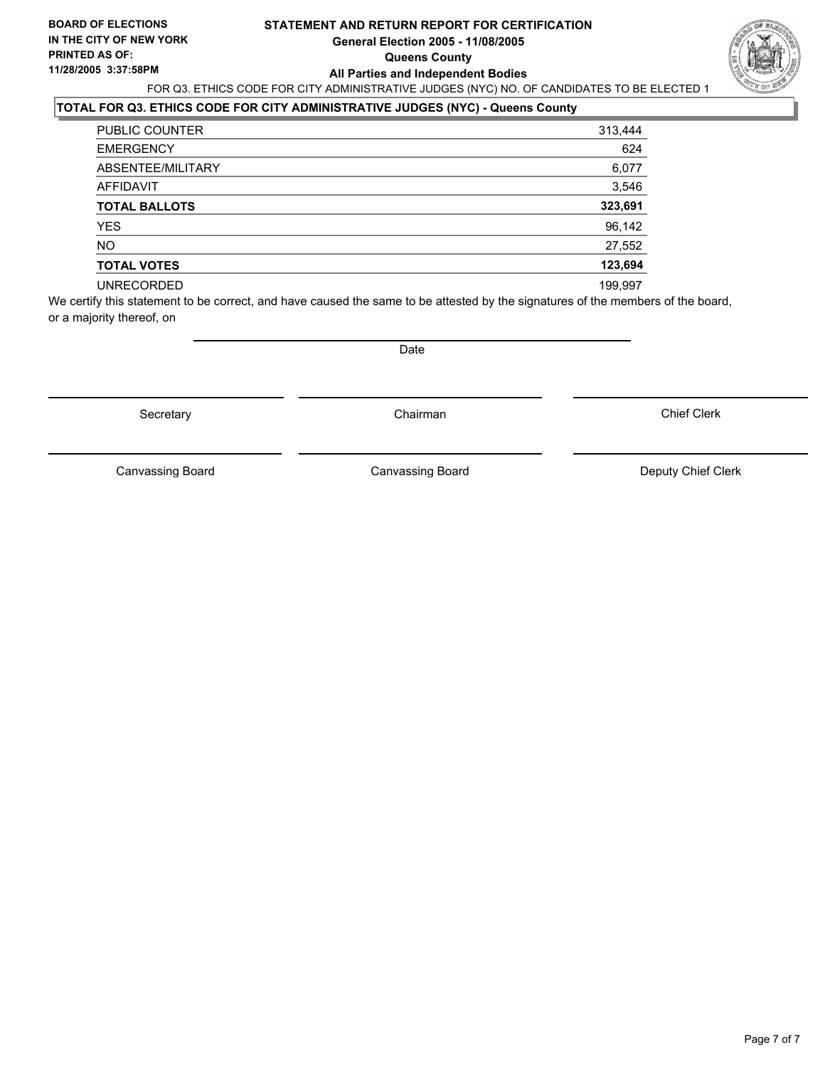**BOARD OF ELECTIONS IN THE CITY OF NEW YORK PRINTED AS OF: 11/28/2005 3:37:58PM**

**STATEMENT AND RETURN REPORT FOR CERTIFICATION**
**General Election 2005 - 11/08/2005**
**Queens County**
**All Parties and Independent Bodies**

FOR Q3. ETHICS CODE FOR CITY ADMINISTRATIVE JUDGES (NYC) NO. OF CANDIDATES TO BE ELECTED 1

**TOTAL FOR Q3. ETHICS CODE FOR CITY ADMINISTRATIVE JUDGES (NYC) - Queens County**

| | |
|---|---|
| PUBLIC COUNTER | 313,444 |
| EMERGENCY | 624 |
| ABSENTEE/MILITARY | 6,077 |
| AFFIDAVIT | 3,546 |
| **TOTAL BALLOTS** | **323,691** |
| YES | 96,142 |
| NO | 27,552 |
| **TOTAL VOTES** | **123,694** |
| UNRECORDED | 199,997 |

We certify this statement to be correct, and have caused the same to be attested by the signatures of the members of the board, or a majority thereof, on

Date

Secretary

Chairman

Chief Clerk

Canvassing Board

Canvassing Board

Deputy Chief Clerk